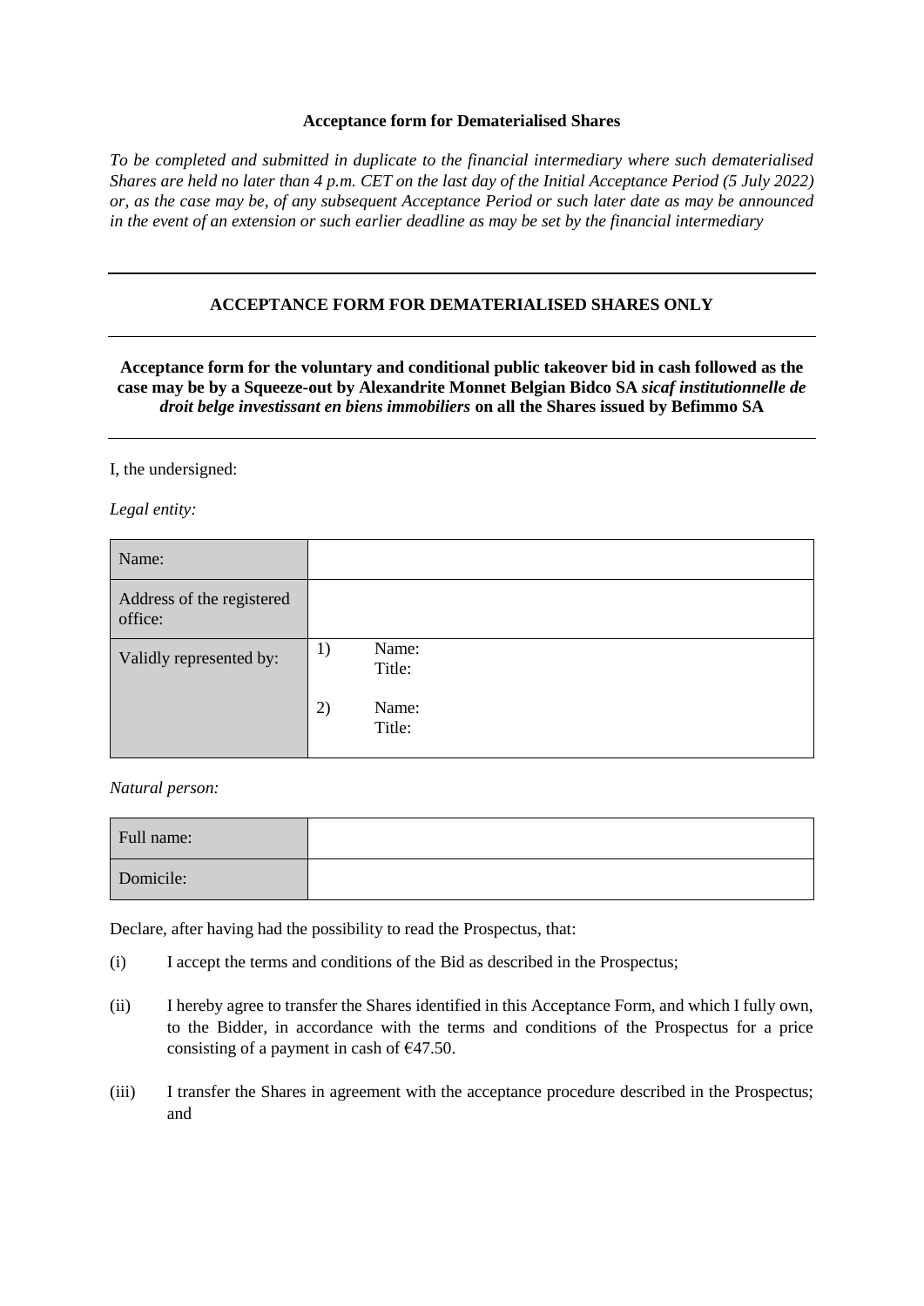**Acceptance form for Dematerialised Shares**

*To be completed and submitted in duplicate to the financial intermediary where such dematerialised Shares are held no later than 4 p.m. CET on the last day of the Initial Acceptance Period (5 July 2022) or, as the case may be, of any subsequent Acceptance Period or such later date as may be announced in the event of an extension or such earlier deadline as may be set by the financial intermediary*

---

**ACCEPTANCE FORM FOR DEMATERIALISED SHARES ONLY**

---

**Acceptance form for the voluntary and conditional public takeover bid in cash followed as the case may be by a Squeeze-out by Alexandrite Monnet Belgian Bidco SA *sicaf institutionnelle de droit belge investissant en biens immobiliers* on all the Shares issued by Befimmo SA**

---

I, the undersigned:

*Legal entity:*

| Name: | |
|---|---|
| Address of the registered office: | |
| Validly represented by: | 1) Name:<br>Title:<br><br>2) Name:<br>Title: |

*Natural person:*

| Full name: | |
|---|---|
| Domicile: | |

Declare, after having had the possibility to read the Prospectus, that:

(i) I accept the terms and conditions of the Bid as described in the Prospectus;

(ii) I hereby agree to transfer the Shares identified in this Acceptance Form, and which I fully own, to the Bidder, in accordance with the terms and conditions of the Prospectus for a price consisting of a payment in cash of €47.50.

(iii) I transfer the Shares in agreement with the acceptance procedure described in the Prospectus; and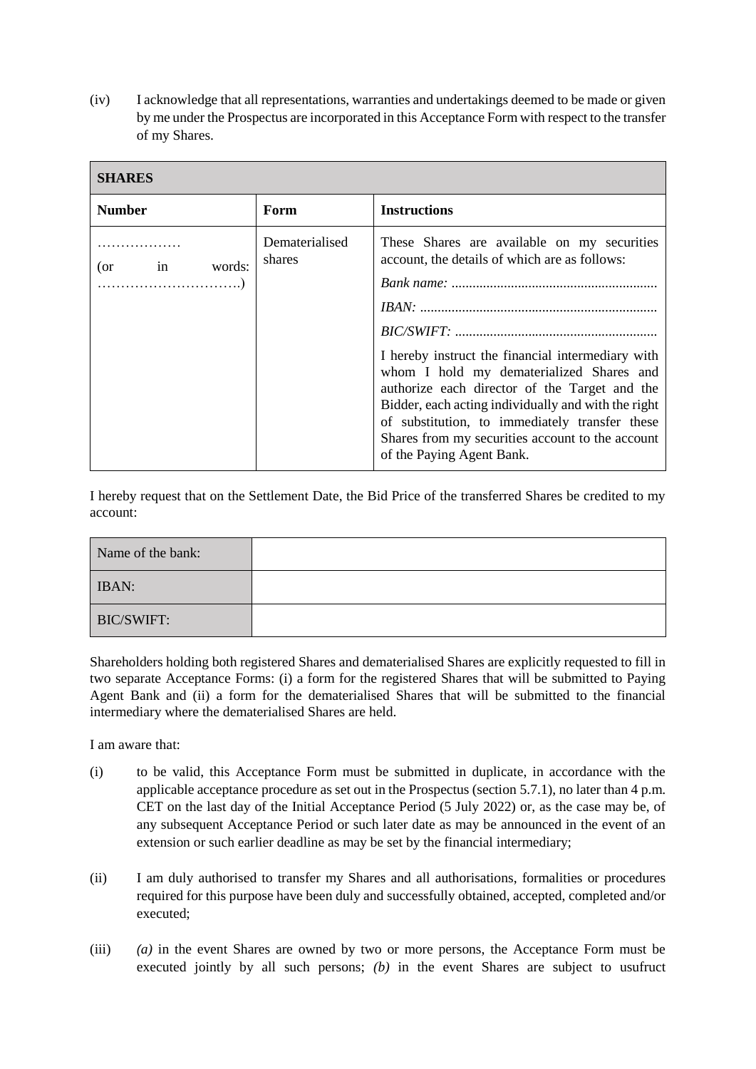(iv) I acknowledge that all representations, warranties and undertakings deemed to be made or given by me under the Prospectus are incorporated in this Acceptance Form with respect to the transfer of my Shares.

| **SHARES** | | |
|---|---|---|
| **Number** | **Form** | **Instructions** |
| ……………… (or in words: ………………………….) | Dematerialised shares | These Shares are available on my securities account, the details of which are as follows:<br>*Bank name:* ………………………………………………<br>*IBAN:* ………………………………………………………<br>*BIC/SWIFT:* …………………………………………………<br>I hereby instruct the financial intermediary with whom I hold my dematerialized Shares and authorize each director of the Target and the Bidder, each acting individually and with the right of substitution, to immediately transfer these Shares from my securities account to the account of the Paying Agent Bank. |

I hereby request that on the Settlement Date, the Bid Price of the transferred Shares be credited to my account:

| | |
|---|---|
| Name of the bank: | |
| IBAN: | |
| BIC/SWIFT: | |

Shareholders holding both registered Shares and dematerialised Shares are explicitly requested to fill in two separate Acceptance Forms: (i) a form for the registered Shares that will be submitted to Paying Agent Bank and (ii) a form for the dematerialised Shares that will be submitted to the financial intermediary where the dematerialised Shares are held.

I am aware that:

(i) to be valid, this Acceptance Form must be submitted in duplicate, in accordance with the applicable acceptance procedure as set out in the Prospectus (section 5.7.1), no later than 4 p.m. CET on the last day of the Initial Acceptance Period (5 July 2022) or, as the case may be, of any subsequent Acceptance Period or such later date as may be announced in the event of an extension or such earlier deadline as may be set by the financial intermediary;

(ii) I am duly authorised to transfer my Shares and all authorisations, formalities or procedures required for this purpose have been duly and successfully obtained, accepted, completed and/or executed;

(iii) *(a)* in the event Shares are owned by two or more persons, the Acceptance Form must be executed jointly by all such persons; *(b)* in the event Shares are subject to usufruct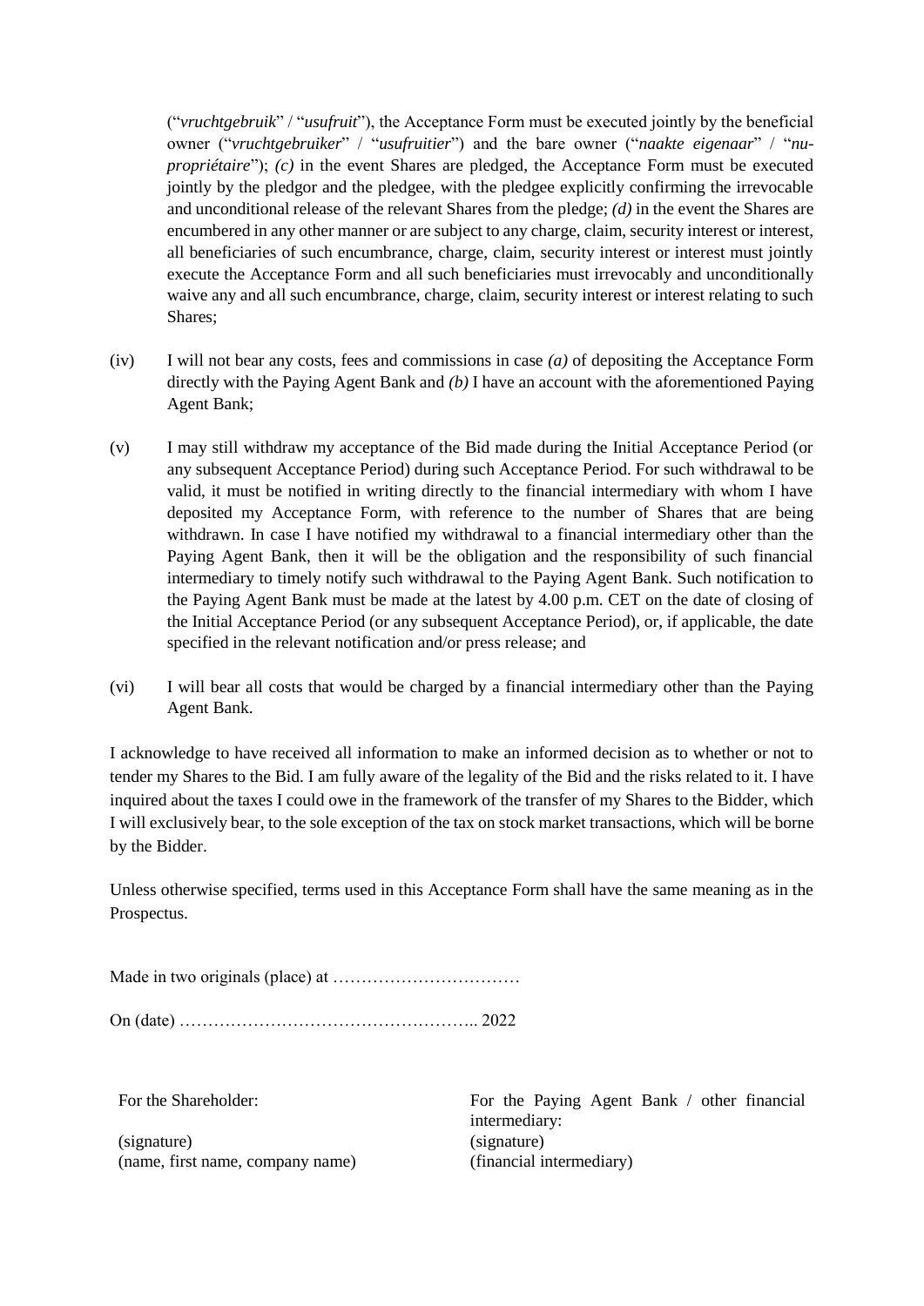(“*vruchtgebruik*” / “*usufruit*”), the Acceptance Form must be executed jointly by the beneficial owner (“*vruchtgebruiker*” / “*usufruitier*”) and the bare owner (“*naakte eigenaar*” / “*nu-propriétaire*”); *(c)* in the event Shares are pledged, the Acceptance Form must be executed jointly by the pledgor and the pledgee, with the pledgee explicitly confirming the irrevocable and unconditional release of the relevant Shares from the pledge; *(d)* in the event the Shares are encumbered in any other manner or are subject to any charge, claim, security interest or interest, all beneficiaries of such encumbrance, charge, claim, security interest or interest must jointly execute the Acceptance Form and all such beneficiaries must irrevocably and unconditionally waive any and all such encumbrance, charge, claim, security interest or interest relating to such Shares;

(iv) I will not bear any costs, fees and commissions in case *(a)* of depositing the Acceptance Form directly with the Paying Agent Bank and *(b)* I have an account with the aforementioned Paying Agent Bank;

(v) I may still withdraw my acceptance of the Bid made during the Initial Acceptance Period (or any subsequent Acceptance Period) during such Acceptance Period. For such withdrawal to be valid, it must be notified in writing directly to the financial intermediary with whom I have deposited my Acceptance Form, with reference to the number of Shares that are being withdrawn. In case I have notified my withdrawal to a financial intermediary other than the Paying Agent Bank, then it will be the obligation and the responsibility of such financial intermediary to timely notify such withdrawal to the Paying Agent Bank. Such notification to the Paying Agent Bank must be made at the latest by 4.00 p.m. CET on the date of closing of the Initial Acceptance Period (or any subsequent Acceptance Period), or, if applicable, the date specified in the relevant notification and/or press release; and

(vi) I will bear all costs that would be charged by a financial intermediary other than the Paying Agent Bank.

I acknowledge to have received all information to make an informed decision as to whether or not to tender my Shares to the Bid. I am fully aware of the legality of the Bid and the risks related to it. I have inquired about the taxes I could owe in the framework of the transfer of my Shares to the Bidder, which I will exclusively bear, to the sole exception of the tax on stock market transactions, which will be borne by the Bidder.

Unless otherwise specified, terms used in this Acceptance Form shall have the same meaning as in the Prospectus.

Made in two originals (place) at ……………………………

On (date) …………………………………………….. 2022

| | |
|---|---|
| For the Shareholder: | For the Paying Agent Bank / other financial intermediary: |
| (signature) | (signature) |
| (name, first name, company name) | (financial intermediary) |